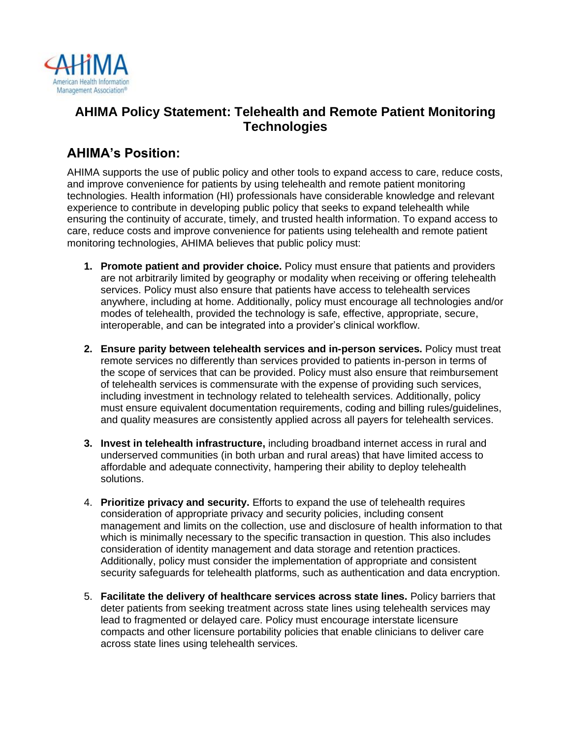AHIMA
American Health Information Management Association®

# AHIMA Policy Statement: Telehealth and Remote Patient Monitoring Technologies

## AHIMA's Position:

AHIMA supports the use of public policy and other tools to expand access to care, reduce costs, and improve convenience for patients by using telehealth and remote patient monitoring technologies. Health information (HI) professionals have considerable knowledge and relevant experience to contribute in developing public policy that seeks to expand telehealth while ensuring the continuity of accurate, timely, and trusted health information. To expand access to care, reduce costs and improve convenience for patients using telehealth and remote patient monitoring technologies, AHIMA believes that public policy must:

1. **Promote patient and provider choice.** Policy must ensure that patients and providers are not arbitrarily limited by geography or modality when receiving or offering telehealth services. Policy must also ensure that patients have access to telehealth services anywhere, including at home. Additionally, policy must encourage all technologies and/or modes of telehealth, provided the technology is safe, effective, appropriate, secure, interoperable, and can be integrated into a provider's clinical workflow.

2. **Ensure parity between telehealth services and in-person services.** Policy must treat remote services no differently than services provided to patients in-person in terms of the scope of services that can be provided. Policy must also ensure that reimbursement of telehealth services is commensurate with the expense of providing such services, including investment in technology related to telehealth services. Additionally, policy must ensure equivalent documentation requirements, coding and billing rules/guidelines, and quality measures are consistently applied across all payers for telehealth services.

3. **Invest in telehealth infrastructure,** including broadband internet access in rural and underserved communities (in both urban and rural areas) that have limited access to affordable and adequate connectivity, hampering their ability to deploy telehealth solutions.

4. **Prioritize privacy and security.** Efforts to expand the use of telehealth requires consideration of appropriate privacy and security policies, including consent management and limits on the collection, use and disclosure of health information to that which is minimally necessary to the specific transaction in question. This also includes consideration of identity management and data storage and retention practices. Additionally, policy must consider the implementation of appropriate and consistent security safeguards for telehealth platforms, such as authentication and data encryption.

5. **Facilitate the delivery of healthcare services across state lines.** Policy barriers that deter patients from seeking treatment across state lines using telehealth services may lead to fragmented or delayed care. Policy must encourage interstate licensure compacts and other licensure portability policies that enable clinicians to deliver care across state lines using telehealth services.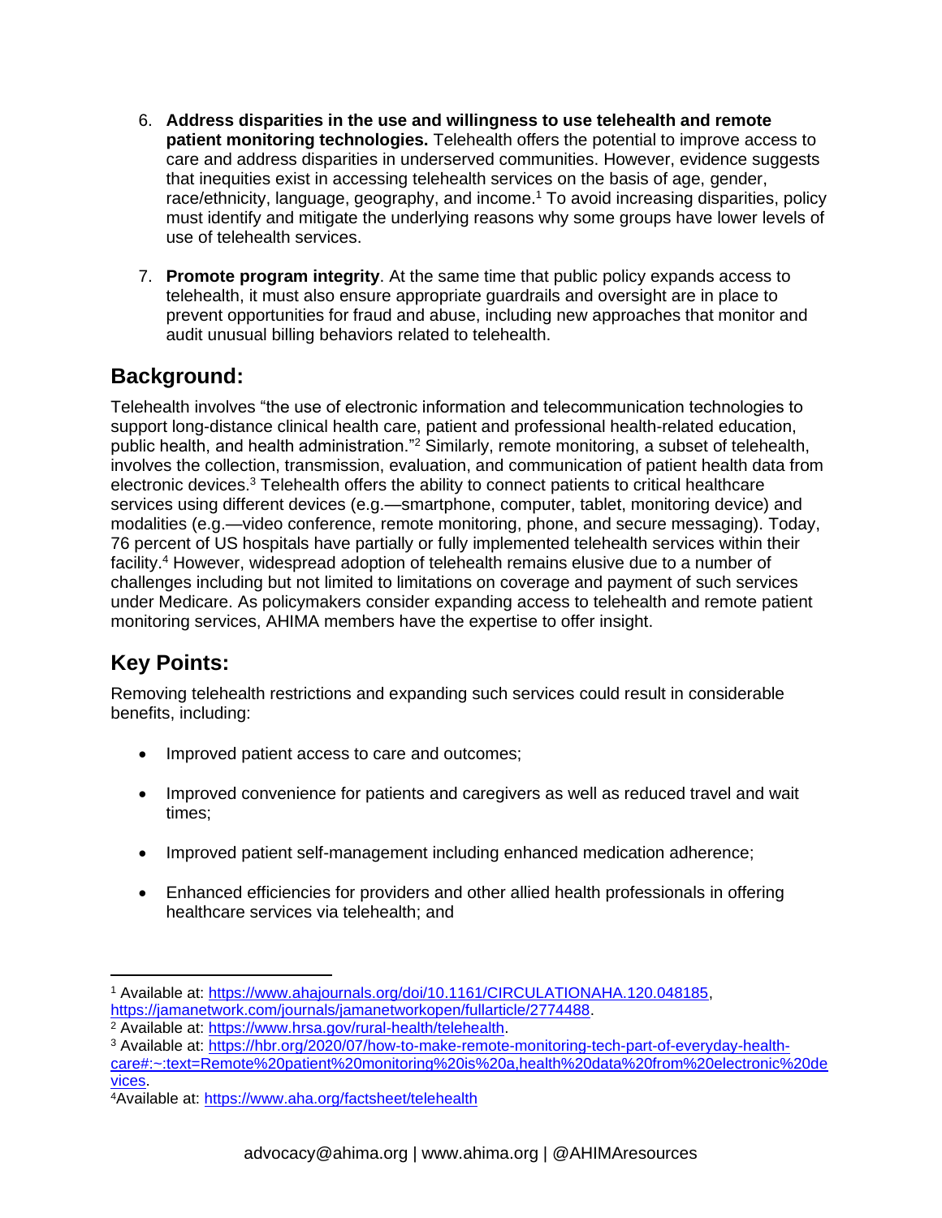6. **Address disparities in the use and willingness to use telehealth and remote patient monitoring technologies.** Telehealth offers the potential to improve access to care and address disparities in underserved communities. However, evidence suggests that inequities exist in accessing telehealth services on the basis of age, gender, race/ethnicity, language, geography, and income.[1] To avoid increasing disparities, policy must identify and mitigate the underlying reasons why some groups have lower levels of use of telehealth services.

7. **Promote program integrity**. At the same time that public policy expands access to telehealth, it must also ensure appropriate guardrails and oversight are in place to prevent opportunities for fraud and abuse, including new approaches that monitor and audit unusual billing behaviors related to telehealth.

## Background:

Telehealth involves "the use of electronic information and telecommunication technologies to support long-distance clinical health care, patient and professional health-related education, public health, and health administration."[2] Similarly, remote monitoring, a subset of telehealth, involves the collection, transmission, evaluation, and communication of patient health data from electronic devices.[3] Telehealth offers the ability to connect patients to critical healthcare services using different devices (e.g.—smartphone, computer, tablet, monitoring device) and modalities (e.g.—video conference, remote monitoring, phone, and secure messaging). Today, 76 percent of US hospitals have partially or fully implemented telehealth services within their facility.[4] However, widespread adoption of telehealth remains elusive due to a number of challenges including but not limited to limitations on coverage and payment of such services under Medicare. As policymakers consider expanding access to telehealth and remote patient monitoring services, AHIMA members have the expertise to offer insight.

## Key Points:

Removing telehealth restrictions and expanding such services could result in considerable benefits, including:

- Improved patient access to care and outcomes;
- Improved convenience for patients and caregivers as well as reduced travel and wait times;
- Improved patient self-management including enhanced medication adherence;
- Enhanced efficiencies for providers and other allied health professionals in offering healthcare services via telehealth; and

---

[1] Available at: https://www.ahajournals.org/doi/10.1161/CIRCULATIONAHA.120.048185, https://jamanetwork.com/journals/jamanetworkopen/fullarticle/2774488.

[2] Available at: https://www.hrsa.gov/rural-health/telehealth.

[3] Available at: https://hbr.org/2020/07/how-to-make-remote-monitoring-tech-part-of-everyday-health-care#:~:text=Remote%20patient%20monitoring%20is%20a,health%20data%20from%20electronic%20devices.

[4] Available at: https://www.aha.org/factsheet/telehealth

advocacy@ahima.org | www.ahima.org | @AHIMAresources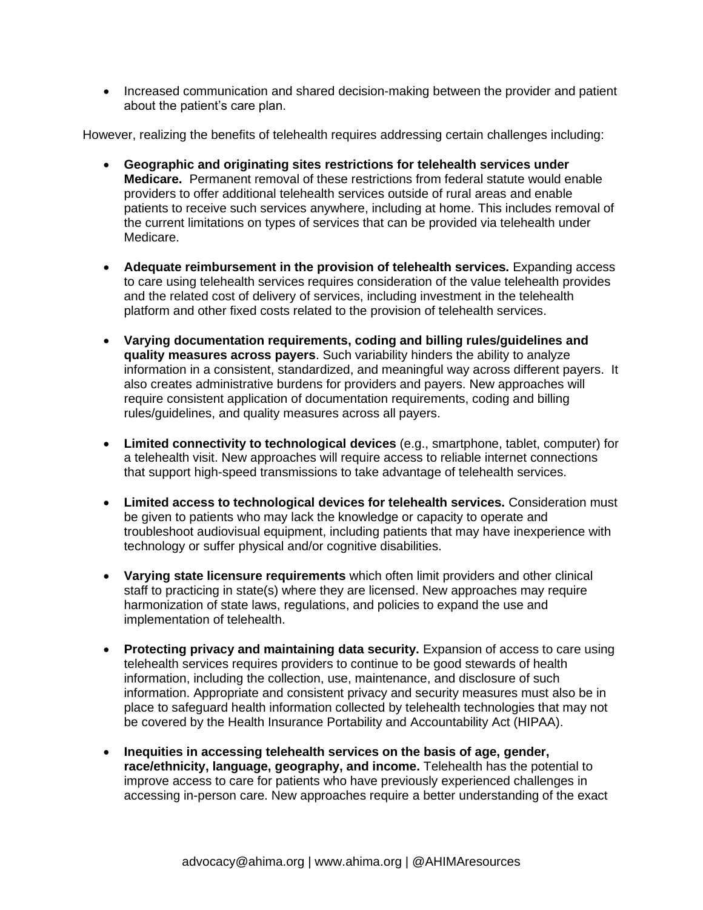- Increased communication and shared decision-making between the provider and patient about the patient's care plan.

However, realizing the benefits of telehealth requires addressing certain challenges including:

- **Geographic and originating sites restrictions for telehealth services under Medicare.** Permanent removal of these restrictions from federal statute would enable providers to offer additional telehealth services outside of rural areas and enable patients to receive such services anywhere, including at home. This includes removal of the current limitations on types of services that can be provided via telehealth under Medicare.

- **Adequate reimbursement in the provision of telehealth services.** Expanding access to care using telehealth services requires consideration of the value telehealth provides and the related cost of delivery of services, including investment in the telehealth platform and other fixed costs related to the provision of telehealth services.

- **Varying documentation requirements, coding and billing rules/guidelines and quality measures across payers**. Such variability hinders the ability to analyze information in a consistent, standardized, and meaningful way across different payers. It also creates administrative burdens for providers and payers. New approaches will require consistent application of documentation requirements, coding and billing rules/guidelines, and quality measures across all payers.

- **Limited connectivity to technological devices** (e.g., smartphone, tablet, computer) for a telehealth visit. New approaches will require access to reliable internet connections that support high-speed transmissions to take advantage of telehealth services.

- **Limited access to technological devices for telehealth services.** Consideration must be given to patients who may lack the knowledge or capacity to operate and troubleshoot audiovisual equipment, including patients that may have inexperience with technology or suffer physical and/or cognitive disabilities.

- **Varying state licensure requirements** which often limit providers and other clinical staff to practicing in state(s) where they are licensed. New approaches may require harmonization of state laws, regulations, and policies to expand the use and implementation of telehealth.

- **Protecting privacy and maintaining data security.** Expansion of access to care using telehealth services requires providers to continue to be good stewards of health information, including the collection, use, maintenance, and disclosure of such information. Appropriate and consistent privacy and security measures must also be in place to safeguard health information collected by telehealth technologies that may not be covered by the Health Insurance Portability and Accountability Act (HIPAA).

- **Inequities in accessing telehealth services on the basis of age, gender, race/ethnicity, language, geography, and income.** Telehealth has the potential to improve access to care for patients who have previously experienced challenges in accessing in-person care. New approaches require a better understanding of the exact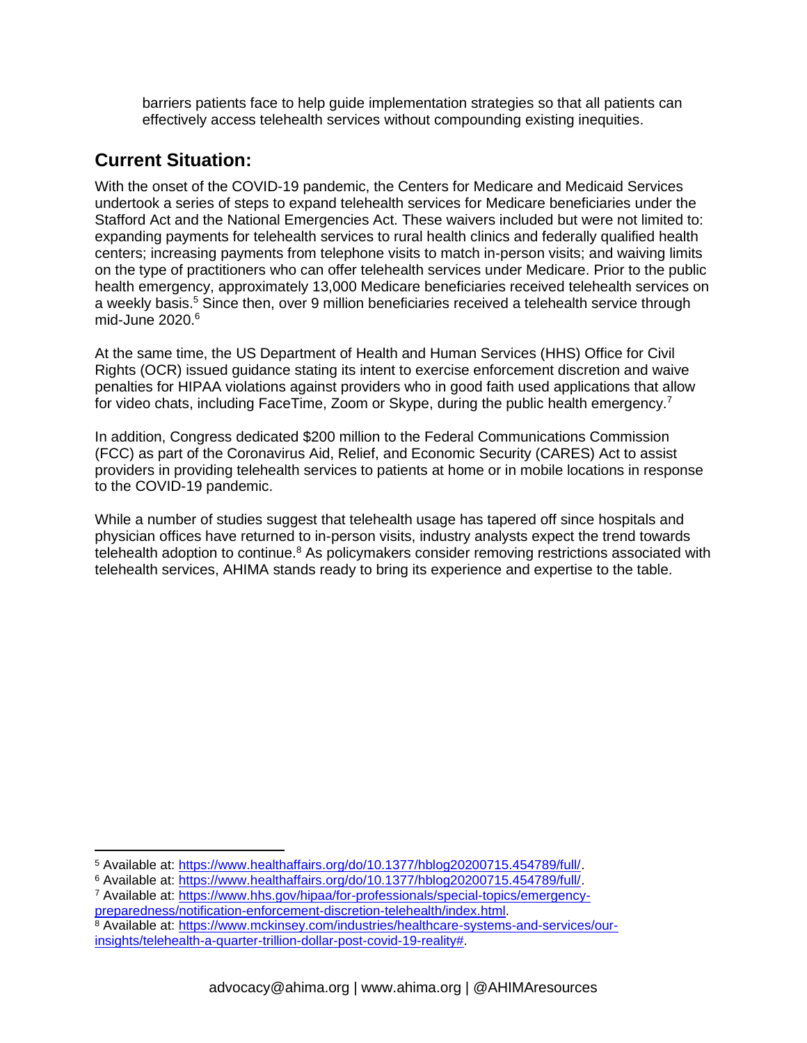barriers patients face to help guide implementation strategies so that all patients can effectively access telehealth services without compounding existing inequities.

## Current Situation:

With the onset of the COVID-19 pandemic, the Centers for Medicare and Medicaid Services undertook a series of steps to expand telehealth services for Medicare beneficiaries under the Stafford Act and the National Emergencies Act. These waivers included but were not limited to: expanding payments for telehealth services to rural health clinics and federally qualified health centers; increasing payments from telephone visits to match in-person visits; and waiving limits on the type of practitioners who can offer telehealth services under Medicare. Prior to the public health emergency, approximately 13,000 Medicare beneficiaries received telehealth services on a weekly basis.[5] Since then, over 9 million beneficiaries received a telehealth service through mid-June 2020.[6]

At the same time, the US Department of Health and Human Services (HHS) Office for Civil Rights (OCR) issued guidance stating its intent to exercise enforcement discretion and waive penalties for HIPAA violations against providers who in good faith used applications that allow for video chats, including FaceTime, Zoom or Skype, during the public health emergency.[7]

In addition, Congress dedicated $200 million to the Federal Communications Commission (FCC) as part of the Coronavirus Aid, Relief, and Economic Security (CARES) Act to assist providers in providing telehealth services to patients at home or in mobile locations in response to the COVID-19 pandemic.

While a number of studies suggest that telehealth usage has tapered off since hospitals and physician offices have returned to in-person visits, industry analysts expect the trend towards telehealth adoption to continue.[8] As policymakers consider removing restrictions associated with telehealth services, AHIMA stands ready to bring its experience and expertise to the table.

---

[5] Available at: https://www.healthaffairs.org/do/10.1377/hblog20200715.454789/full/.

[6] Available at: https://www.healthaffairs.org/do/10.1377/hblog20200715.454789/full/.

[7] Available at: https://www.hhs.gov/hipaa/for-professionals/special-topics/emergency-preparedness/notification-enforcement-discretion-telehealth/index.html.

[8] Available at: https://www.mckinsey.com/industries/healthcare-systems-and-services/our-insights/telehealth-a-quarter-trillion-dollar-post-covid-19-reality#.

advocacy@ahima.org | www.ahima.org | @AHIMAresources